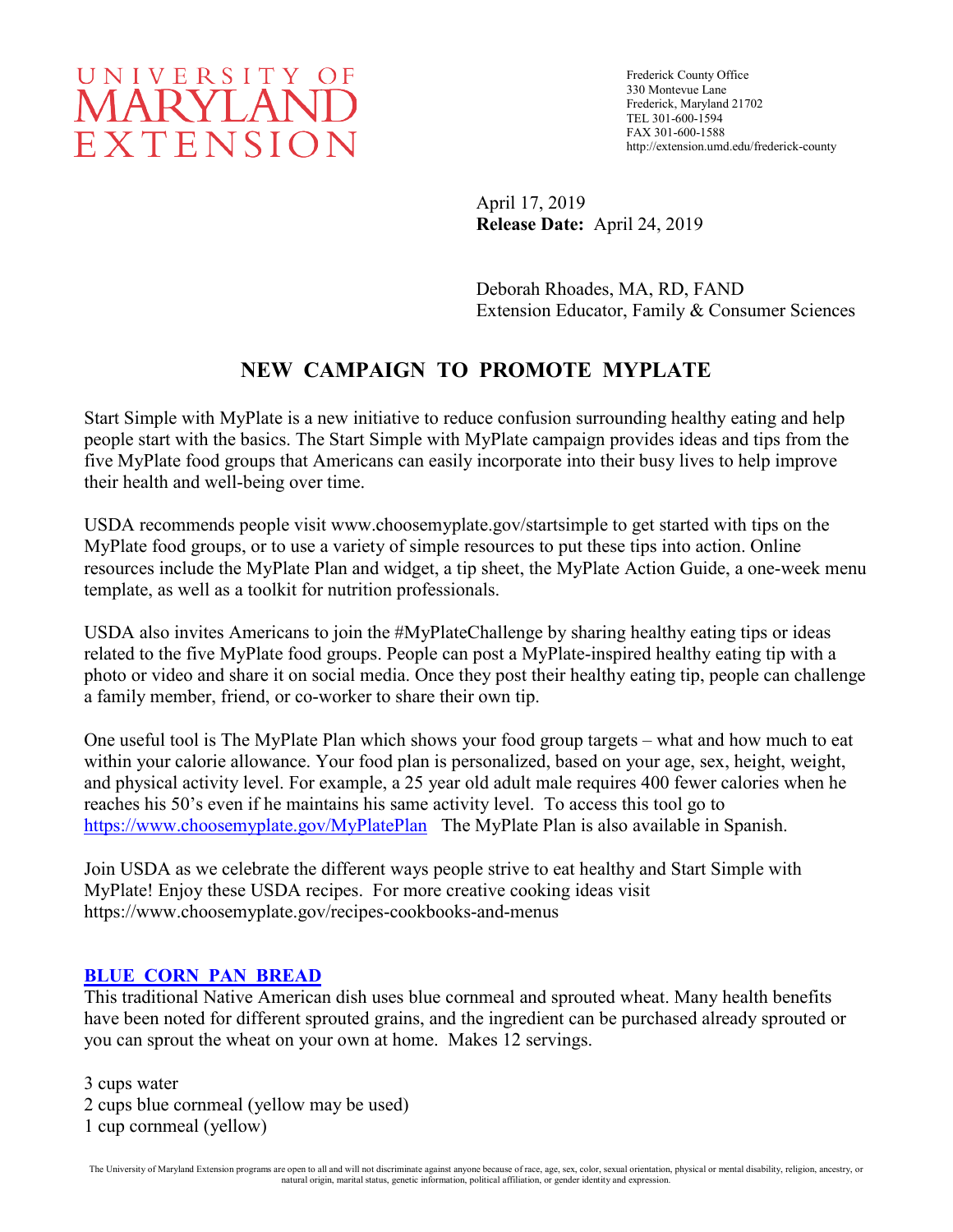UNIVERSITY OF MARYLAND EXTENSION

Frederick County Office
330 Montevue Lane
Frederick, Maryland 21702
TEL 301-600-1594
FAX 301-600-1588
http://extension.umd.edu/frederick-county

April 17, 2019
**Release Date:** April 24, 2019

Deborah Rhoades, MA, RD, FAND
Extension Educator, Family & Consumer Sciences

# NEW CAMPAIGN TO PROMOTE MYPLATE

Start Simple with MyPlate is a new initiative to reduce confusion surrounding healthy eating and help people start with the basics. The Start Simple with MyPlate campaign provides ideas and tips from the five MyPlate food groups that Americans can easily incorporate into their busy lives to help improve their health and well-being over time.

USDA recommends people visit www.choosemyplate.gov/startsimple to get started with tips on the MyPlate food groups, or to use a variety of simple resources to put these tips into action. Online resources include the MyPlate Plan and widget, a tip sheet, the MyPlate Action Guide, a one-week menu template, as well as a toolkit for nutrition professionals.

USDA also invites Americans to join the #MyPlateChallenge by sharing healthy eating tips or ideas related to the five MyPlate food groups. People can post a MyPlate-inspired healthy eating tip with a photo or video and share it on social media. Once they post their healthy eating tip, people can challenge a family member, friend, or co-worker to share their own tip.

One useful tool is The MyPlate Plan which shows your food group targets – what and how much to eat within your calorie allowance. Your food plan is personalized, based on your age, sex, height, weight, and physical activity level. For example, a 25 year old adult male requires 400 fewer calories when he reaches his 50's even if he maintains his same activity level. To access this tool go to https://www.choosemyplate.gov/MyPlatePlan The MyPlate Plan is also available in Spanish.

Join USDA as we celebrate the different ways people strive to eat healthy and Start Simple with MyPlate! Enjoy these USDA recipes. For more creative cooking ideas visit https://www.choosemyplate.gov/recipes-cookbooks-and-menus

## BLUE CORN PAN BREAD

This traditional Native American dish uses blue cornmeal and sprouted wheat. Many health benefits have been noted for different sprouted grains, and the ingredient can be purchased already sprouted or you can sprout the wheat on your own at home. Makes 12 servings.

3 cups water
2 cups blue cornmeal (yellow may be used)
1 cup cornmeal (yellow)

The University of Maryland Extension programs are open to all and will not discriminate against anyone because of race, age, sex, color, sexual orientation, physical or mental disability, religion, ancestry, or natural origin, marital status, genetic information, political affiliation, or gender identity and expression.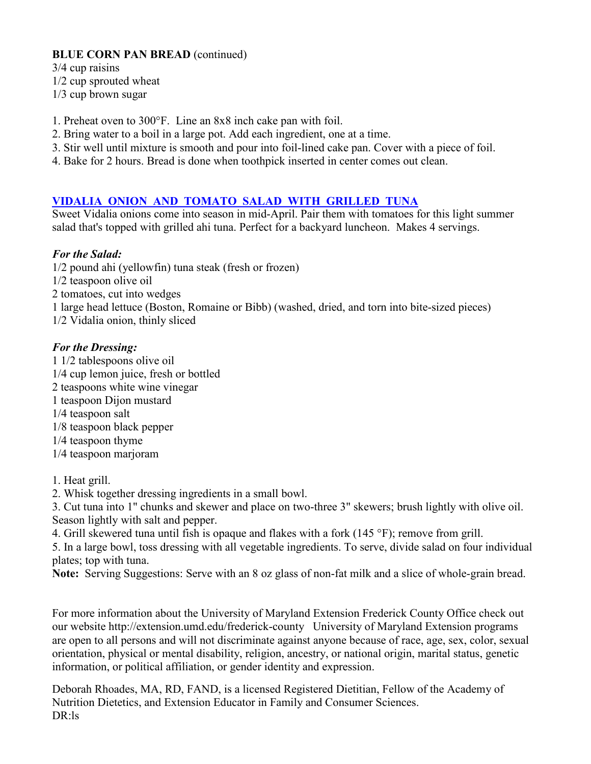**BLUE CORN PAN BREAD** (continued)

3/4 cup raisins
1/2 cup sprouted wheat
1/3 cup brown sugar

1. Preheat oven to 300°F. Line an 8x8 inch cake pan with foil.
2. Bring water to a boil in a large pot. Add each ingredient, one at a time.
3. Stir well until mixture is smooth and pour into foil-lined cake pan. Cover with a piece of foil.
4. Bake for 2 hours. Bread is done when toothpick inserted in center comes out clean.

## VIDALIA ONION AND TOMATO SALAD WITH GRILLED TUNA

Sweet Vidalia onions come into season in mid-April. Pair them with tomatoes for this light summer salad that's topped with grilled ahi tuna. Perfect for a backyard luncheon. Makes 4 servings.

***For the Salad:***

1/2 pound ahi (yellowfin) tuna steak (fresh or frozen)
1/2 teaspoon olive oil
2 tomatoes, cut into wedges
1 large head lettuce (Boston, Romaine or Bibb) (washed, dried, and torn into bite-sized pieces)
1/2 Vidalia onion, thinly sliced

***For the Dressing:***

1 1/2 tablespoons olive oil
1/4 cup lemon juice, fresh or bottled
2 teaspoons white wine vinegar
1 teaspoon Dijon mustard
1/4 teaspoon salt
1/8 teaspoon black pepper
1/4 teaspoon thyme
1/4 teaspoon marjoram

1. Heat grill.
2. Whisk together dressing ingredients in a small bowl.
3. Cut tuna into 1" chunks and skewer and place on two-three 3" skewers; brush lightly with olive oil. Season lightly with salt and pepper.
4. Grill skewered tuna until fish is opaque and flakes with a fork (145 °F); remove from grill.
5. In a large bowl, toss dressing with all vegetable ingredients. To serve, divide salad on four individual plates; top with tuna.

**Note:** Serving Suggestions: Serve with an 8 oz glass of non-fat milk and a slice of whole-grain bread.

For more information about the University of Maryland Extension Frederick County Office check out our website http://extension.umd.edu/frederick-county University of Maryland Extension programs are open to all persons and will not discriminate against anyone because of race, age, sex, color, sexual orientation, physical or mental disability, religion, ancestry, or national origin, marital status, genetic information, or political affiliation, or gender identity and expression.

Deborah Rhoades, MA, RD, FAND, is a licensed Registered Dietitian, Fellow of the Academy of Nutrition Dietetics, and Extension Educator in Family and Consumer Sciences.
DR:ls